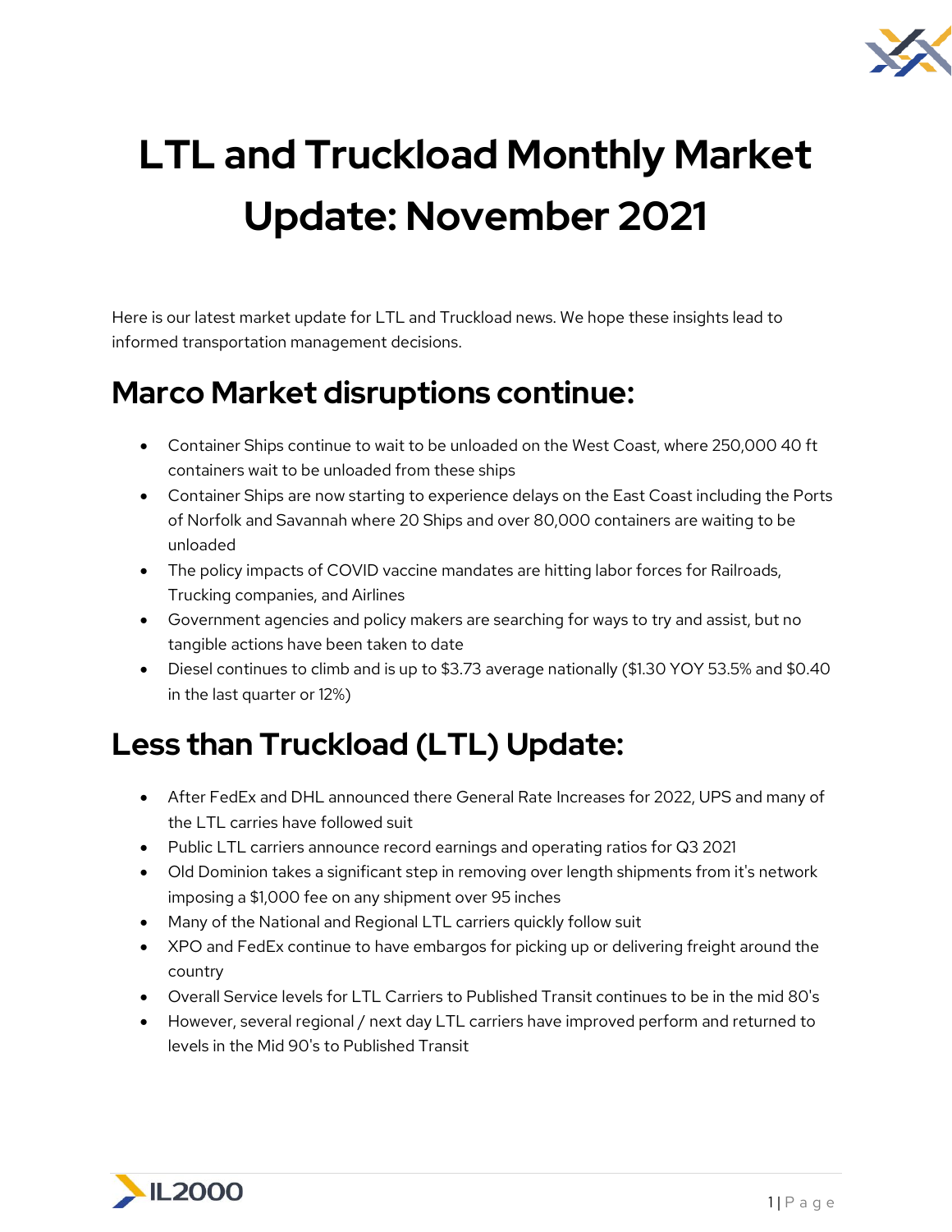# LTL and Truckload Monthly Market Update: November 2021

Here is our latest market update for LTL and Truckload news. We hope these insights lead to informed transportation management decisions.

## Marco Market disruptions continue:

- Container Ships continue to wait to be unloaded on the West Coast, where 250,000 40 ft containers wait to be unloaded from these ships
- Container Ships are now starting to experience delays on the East Coast including the Ports of Norfolk and Savannah where 20 Ships and over 80,000 containers are waiting to be unloaded
- The policy impacts of COVID vaccine mandates are hitting labor forces for Railroads, Trucking companies, and Airlines
- Government agencies and policy makers are searching for ways to try and assist, but no tangible actions have been taken to date
- Diesel continues to climb and is up to $3.73 average nationally ($1.30 YOY 53.5% and $0.40 in the last quarter or 12%)

## Less than Truckload (LTL) Update:

- After FedEx and DHL announced there General Rate Increases for 2022, UPS and many of the LTL carries have followed suit
- Public LTL carriers announce record earnings and operating ratios for Q3 2021
- Old Dominion takes a significant step in removing over length shipments from it's network imposing a $1,000 fee on any shipment over 95 inches
- Many of the National and Regional LTL carriers quickly follow suit
- XPO and FedEx continue to have embargos for picking up or delivering freight around the country
- Overall Service levels for LTL Carriers to Published Transit continues to be in the mid 80's
- However, several regional / next day LTL carriers have improved perform and returned to levels in the Mid 90's to Published Transit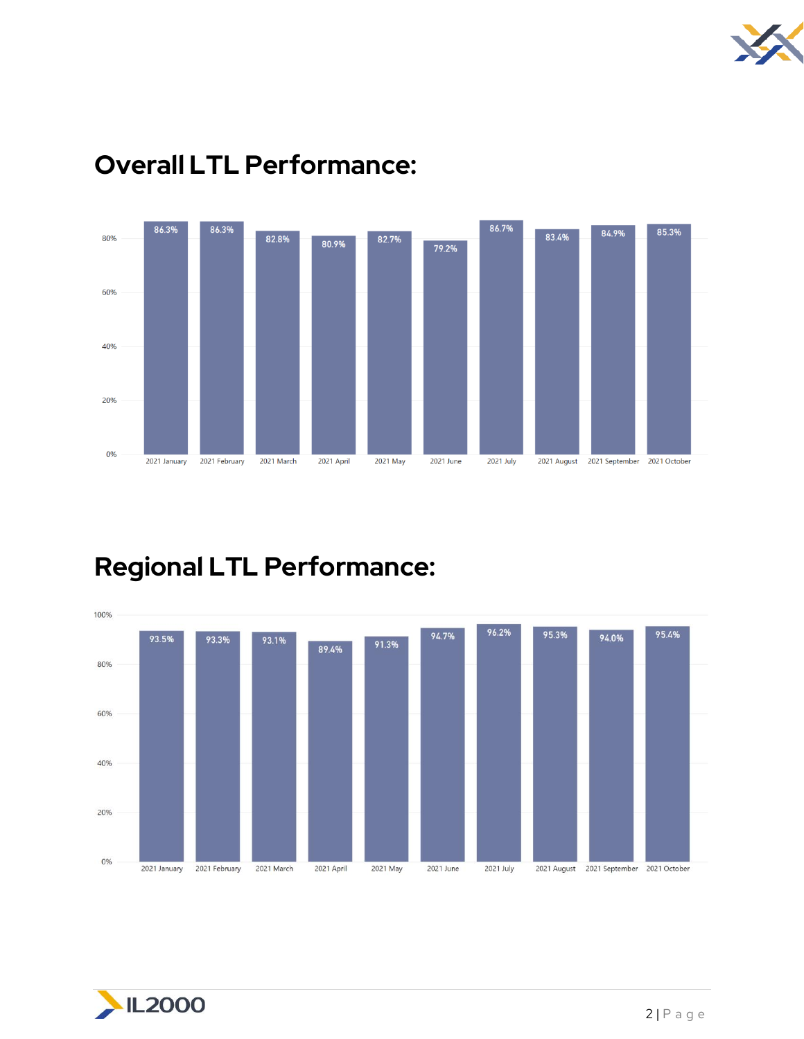## Overall LTL Performance:

| Month | Performance |
|---|---|
| 2021 January | 86.3% |
| 2021 February | 86.3% |
| 2021 March | 82.8% |
| 2021 April | 80.9% |
| 2021 May | 82.7% |
| 2021 June | 79.2% |
| 2021 July | 86.7% |
| 2021 August | 83.4% |
| 2021 September | 84.9% |
| 2021 October | 85.3% |

## Regional LTL Performance:

| Month | Performance |
|---|---|
| 2021 January | 93.5% |
| 2021 February | 93.3% |
| 2021 March | 93.1% |
| 2021 April | 89.4% |
| 2021 May | 91.3% |
| 2021 June | 94.7% |
| 2021 July | 96.2% |
| 2021 August | 95.3% |
| 2021 September | 94.0% |
| 2021 October | 95.4% |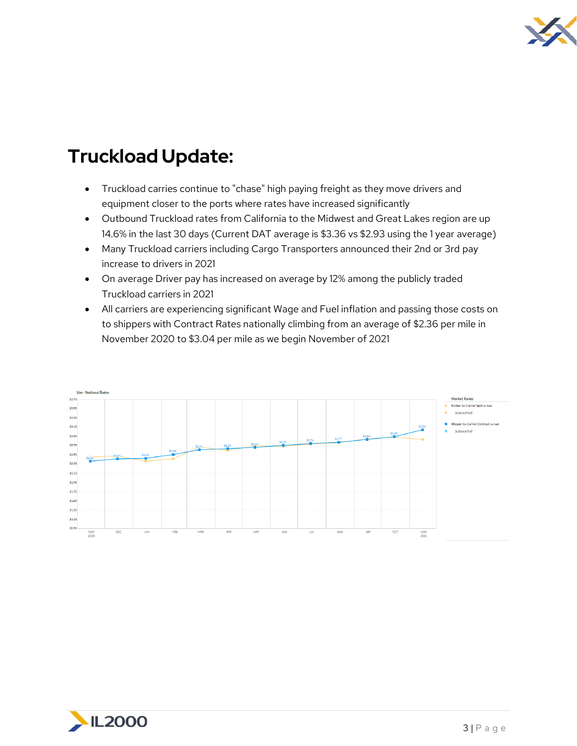# Truckload Update:

- Truckload carries continue to "chase" high paying freight as they move drivers and equipment closer to the ports where rates have increased significantly
- Outbound Truckload rates from California to the Midwest and Great Lakes region are up 14.6% in the last 30 days (Current DAT average is $3.36 vs $2.93 using the 1 year average)
- Many Truckload carriers including Cargo Transporters announced their 2nd or 3rd pay increase to drivers in 2021
- On average Driver pay has increased on average by 12% among the publicly traded Truckload carriers in 2021
- All carriers are experiencing significant Wage and Fuel inflation and passing those costs on to shippers with Contract Rates nationally climbing from an average of $2.36 per mile in November 2020 to $3.04 per mile as we begin November of 2021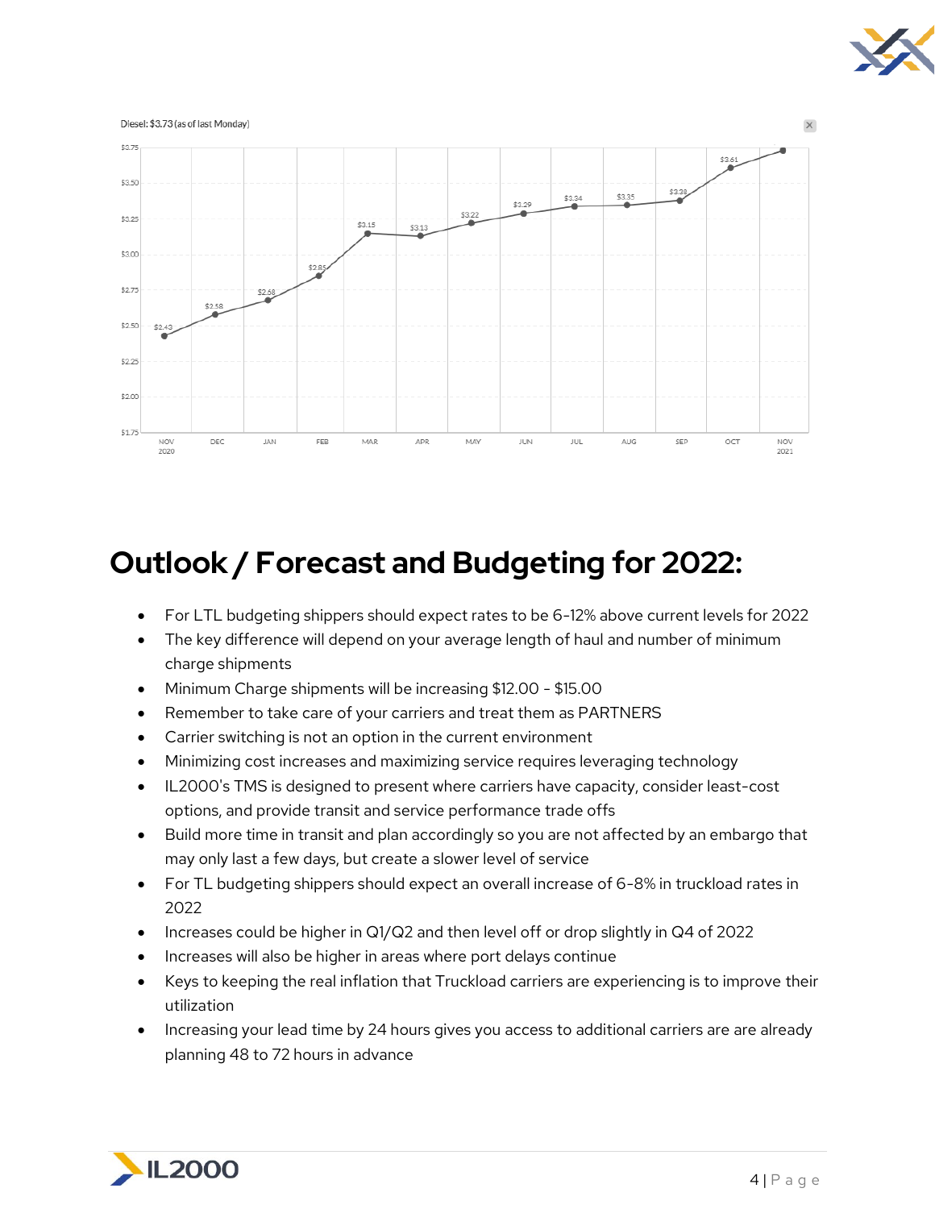Diesel: $3.73 (as of last Monday)

# Outlook / Forecast and Budgeting for 2022:

- For LTL budgeting shippers should expect rates to be 6-12% above current levels for 2022
- The key difference will depend on your average length of haul and number of minimum charge shipments
- Minimum Charge shipments will be increasing $12.00 - $15.00
- Remember to take care of your carriers and treat them as PARTNERS
- Carrier switching is not an option in the current environment
- Minimizing cost increases and maximizing service requires leveraging technology
- IL2000's TMS is designed to present where carriers have capacity, consider least-cost options, and provide transit and service performance trade offs
- Build more time in transit and plan accordingly so you are not affected by an embargo that may only last a few days, but create a slower level of service
- For TL budgeting shippers should expect an overall increase of 6-8% in truckload rates in 2022
- Increases could be higher in Q1/Q2 and then level off or drop slightly in Q4 of 2022
- Increases will also be higher in areas where port delays continue
- Keys to keeping the real inflation that Truckload carriers are experiencing is to improve their utilization
- Increasing your lead time by 24 hours gives you access to additional carriers are are already planning 48 to 72 hours in advance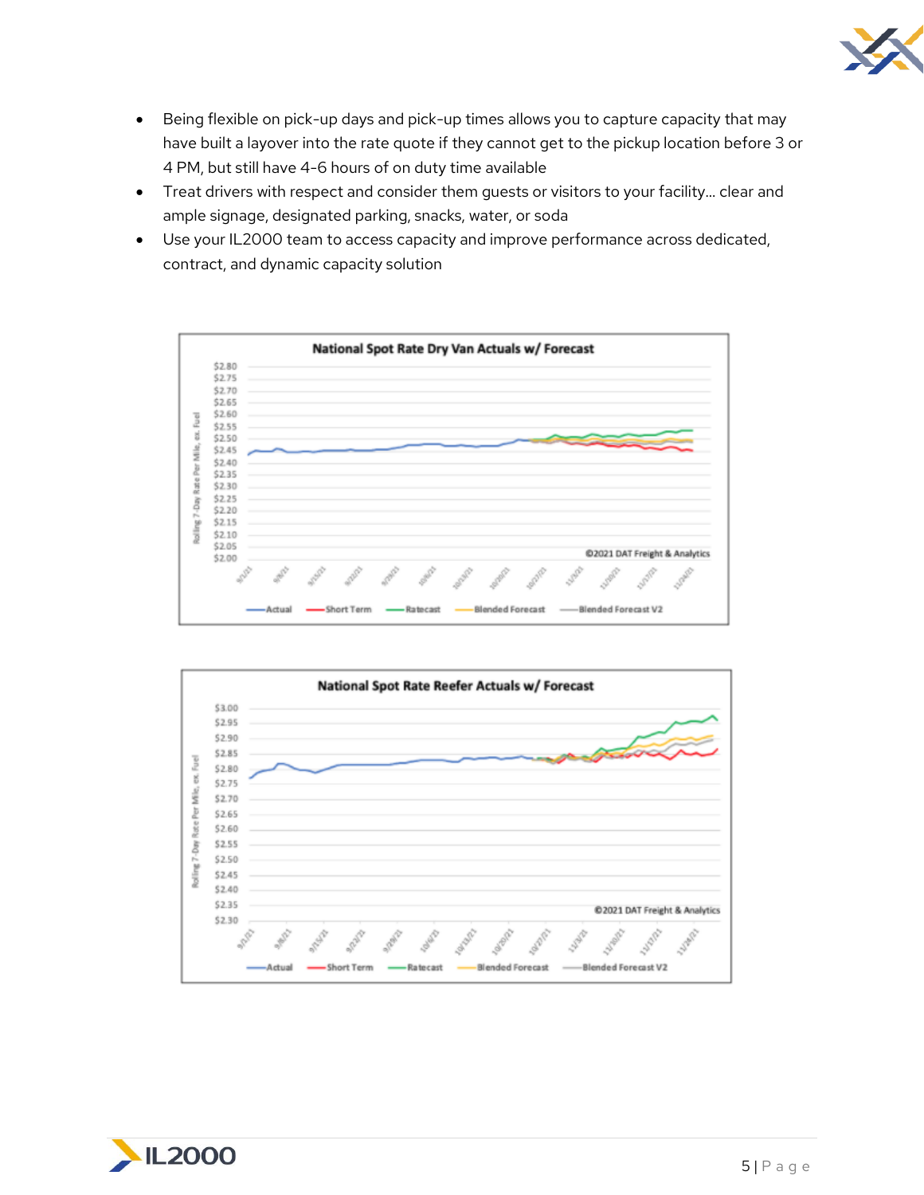- Being flexible on pick-up days and pick-up times allows you to capture capacity that may have built a layover into the rate quote if they cannot get to the pickup location before 3 or 4 PM, but still have 4-6 hours of on duty time available
- Treat drivers with respect and consider them guests or visitors to your facility... clear and ample signage, designated parking, snacks, water, or soda
- Use your IL2000 team to access capacity and improve performance across dedicated, contract, and dynamic capacity solution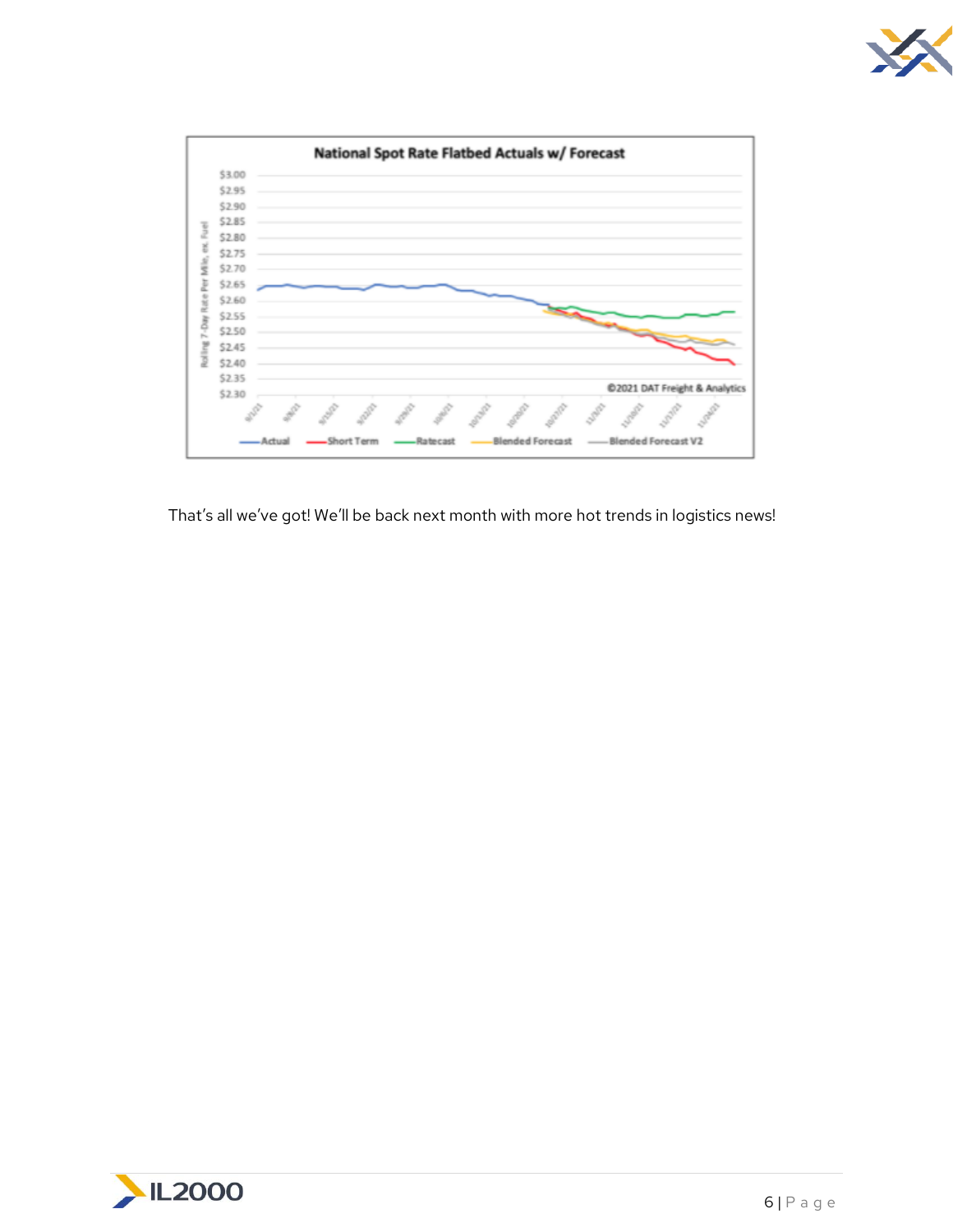National Spot Rate Flatbed Actuals w/ Forecast

Rolling 7-Day Rate Per Mile, ex. Fuel

$3.00
$2.95
$2.90
$2.85
$2.80
$2.75
$2.70
$2.65
$2.60
$2.55
$2.50
$2.45
$2.40
$2.35
$2.30

©2021 DAT Freight & Analytics

9/1/21, 9/8/21, 9/15/21, 9/22/21, 9/29/21, 10/6/21, 10/13/21, 10/20/21, 10/27/21, 11/3/21, 11/10/21, 11/17/21, 11/24/21

Actual, Short Term, Ratecast, Blended Forecast, Blended Forecast V2

That's all we've got! We'll be back next month with more hot trends in logistics news!